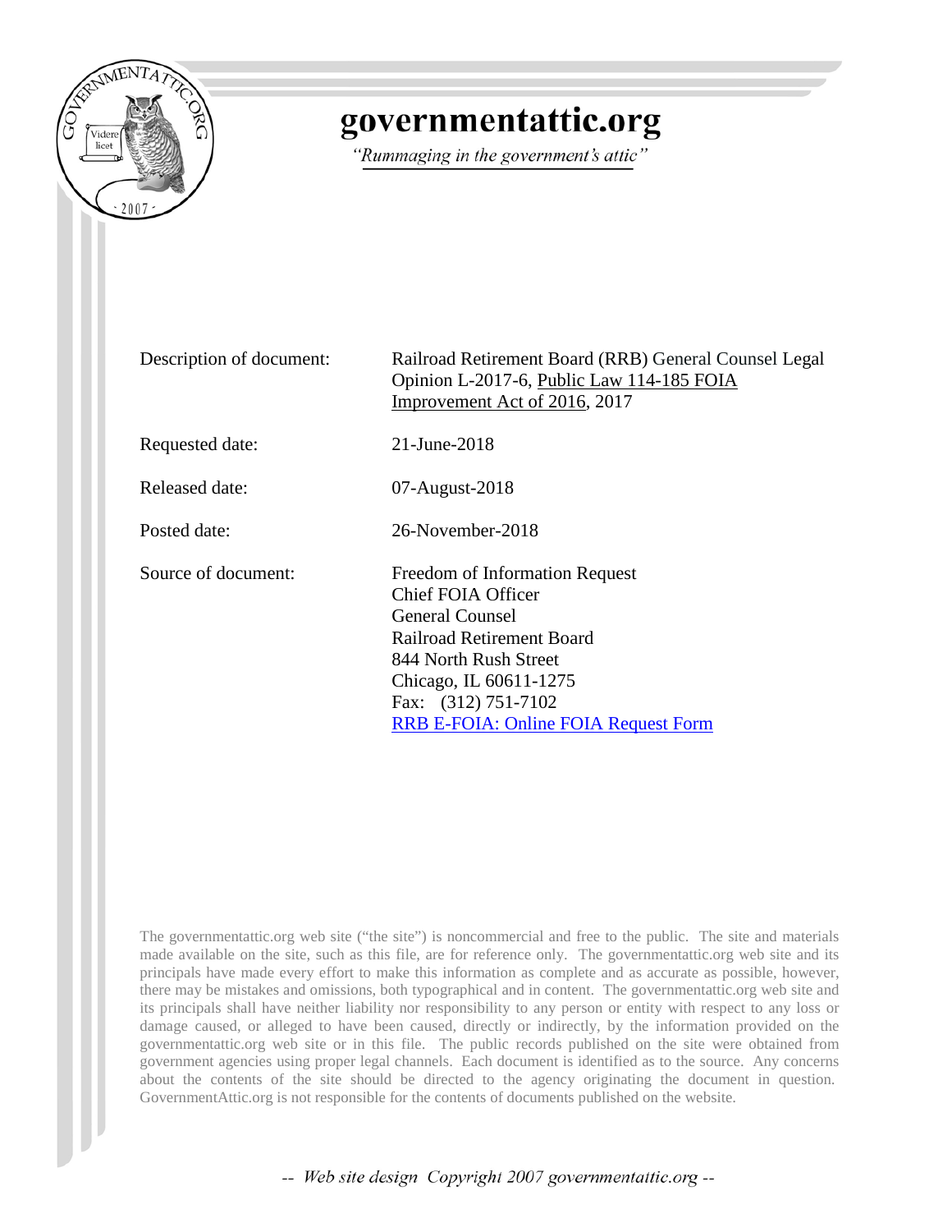# governmentattic.org

*"Rummaging in the government's attic"*

| | |
|---|---|
| Description of document: | Railroad Retirement Board (RRB) General Counsel Legal Opinion L-2017-6, Public Law 114-185 FOIA Improvement Act of 2016, 2017 |
| Requested date: | 21-June-2018 |
| Released date: | 07-August-2018 |
| Posted date: | 26-November-2018 |
| Source of document: | Freedom of Information Request<br>Chief FOIA Officer<br>General Counsel<br>Railroad Retirement Board<br>844 North Rush Street<br>Chicago, IL 60611-1275<br>Fax: (312) 751-7102<br>RRB E-FOIA: Online FOIA Request Form |

The governmentattic.org web site ("the site") is noncommercial and free to the public. The site and materials made available on the site, such as this file, are for reference only. The governmentattic.org web site and its principals have made every effort to make this information as complete and as accurate as possible, however, there may be mistakes and omissions, both typographical and in content. The governmentattic.org web site and its principals shall have neither liability nor responsibility to any person or entity with respect to any loss or damage caused, or alleged to have been caused, directly or indirectly, by the information provided on the governmentattic.org web site or in this file. The public records published on the site were obtained from government agencies using proper legal channels. Each document is identified as to the source. Any concerns about the contents of the site should be directed to the agency originating the document in question. GovernmentAttic.org is not responsible for the contents of documents published on the website.

-- Web site design Copyright 2007 governmentattic.org --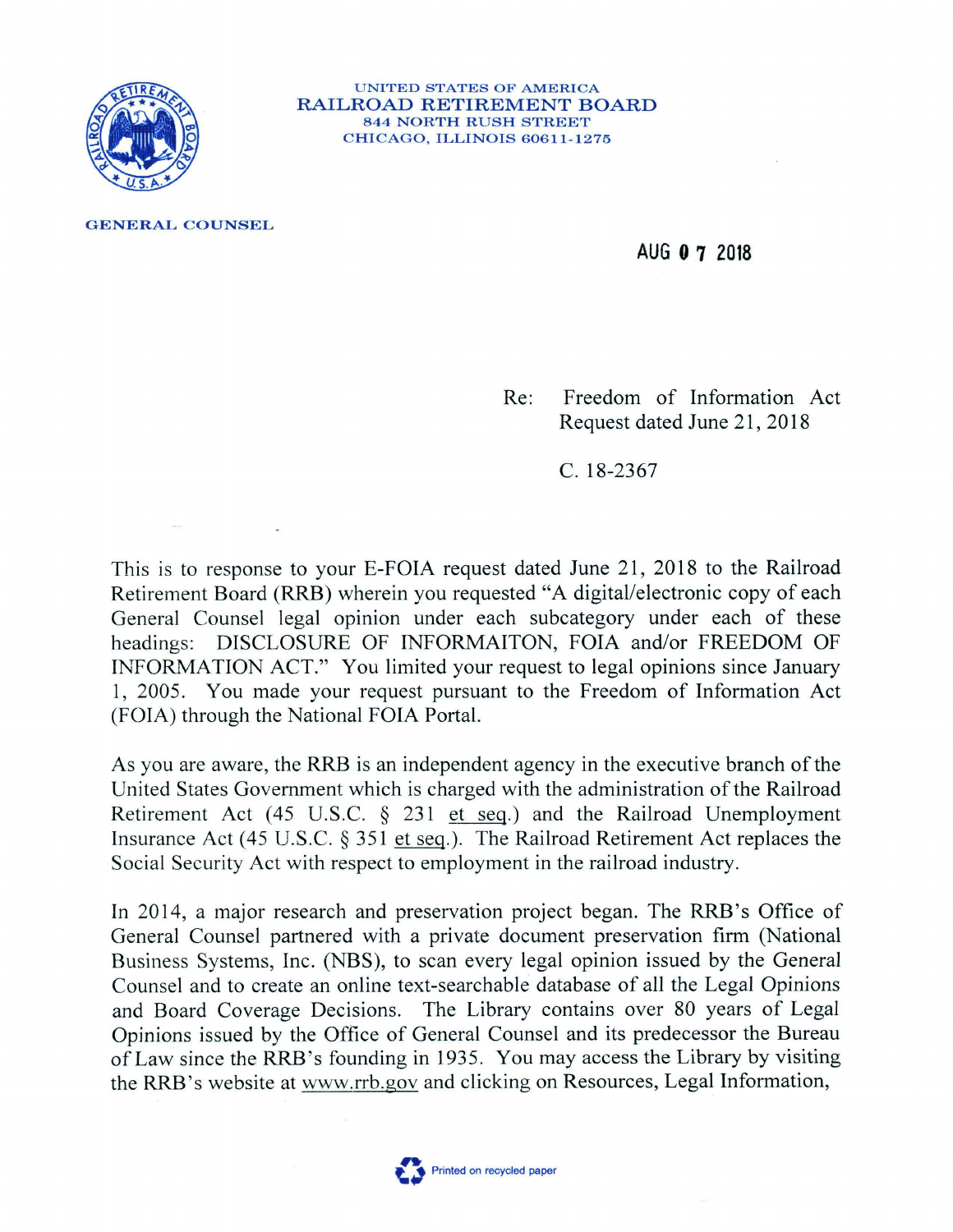UNITED STATES OF AMERICA
RAILROAD RETIREMENT BOARD
844 NORTH RUSH STREET
CHICAGO, ILLINOIS 60611-1275

GENERAL COUNSEL

AUG 07 2018

Re: Freedom of Information Act Request dated June 21, 2018

C. 18-2367

This is to response to your E-FOIA request dated June 21, 2018 to the Railroad Retirement Board (RRB) wherein you requested "A digital/electronic copy of each General Counsel legal opinion under each subcategory under each of these headings: DISCLOSURE OF INFORMAITON, FOIA and/or FREEDOM OF INFORMATION ACT." You limited your request to legal opinions since January 1, 2005. You made your request pursuant to the Freedom of Information Act (FOIA) through the National FOIA Portal.

As you are aware, the RRB is an independent agency in the executive branch of the United States Government which is charged with the administration of the Railroad Retirement Act (45 U.S.C. § 231 et seq.) and the Railroad Unemployment Insurance Act (45 U.S.C. § 351 et seq.). The Railroad Retirement Act replaces the Social Security Act with respect to employment in the railroad industry.

In 2014, a major research and preservation project began. The RRB's Office of General Counsel partnered with a private document preservation firm (National Business Systems, Inc. (NBS), to scan every legal opinion issued by the General Counsel and to create an online text-searchable database of all the Legal Opinions and Board Coverage Decisions. The Library contains over 80 years of Legal Opinions issued by the Office of General Counsel and its predecessor the Bureau of Law since the RRB's founding in 1935. You may access the Library by visiting the RRB's website at www.rrb.gov and clicking on Resources, Legal Information,

Printed on recycled paper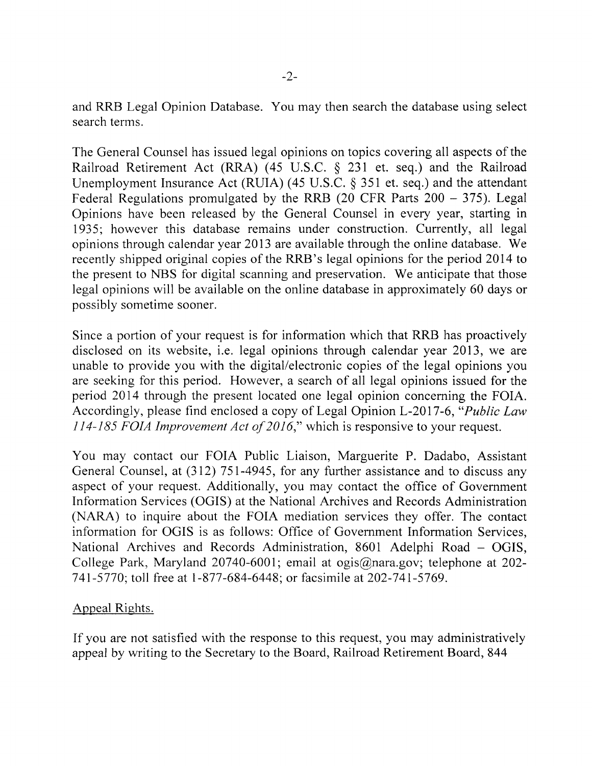and RRB Legal Opinion Database. You may then search the database using select search terms.

The General Counsel has issued legal opinions on topics covering all aspects of the Railroad Retirement Act (RRA) (45 U.S.C. § 231 et. seq.) and the Railroad Unemployment Insurance Act (RUIA) (45 U.S.C. § 351 et. seq.) and the attendant Federal Regulations promulgated by the RRB (20 CFR Parts 200 – 375). Legal Opinions have been released by the General Counsel in every year, starting in 1935; however this database remains under construction. Currently, all legal opinions through calendar year 2013 are available through the online database. We recently shipped original copies of the RRB's legal opinions for the period 2014 to the present to NBS for digital scanning and preservation. We anticipate that those legal opinions will be available on the online database in approximately 60 days or possibly sometime sooner.

Since a portion of your request is for information which that RRB has proactively disclosed on its website, i.e. legal opinions through calendar year 2013, we are unable to provide you with the digital/electronic copies of the legal opinions you are seeking for this period. However, a search of all legal opinions issued for the period 2014 through the present located one legal opinion concerning the FOIA. Accordingly, please find enclosed a copy of Legal Opinion L-2017-6, "*Public Law 114-185 FOIA Improvement Act of 2016*," which is responsive to your request.

You may contact our FOIA Public Liaison, Marguerite P. Dadabo, Assistant General Counsel, at (312) 751-4945, for any further assistance and to discuss any aspect of your request. Additionally, you may contact the office of Government Information Services (OGIS) at the National Archives and Records Administration (NARA) to inquire about the FOIA mediation services they offer. The contact information for OGIS is as follows: Office of Government Information Services, National Archives and Records Administration, 8601 Adelphi Road – OGIS, College Park, Maryland 20740-6001; email at ogis@nara.gov; telephone at 202-741-5770; toll free at 1-877-684-6448; or facsimile at 202-741-5769.

Appeal Rights.

If you are not satisfied with the response to this request, you may administratively appeal by writing to the Secretary to the Board, Railroad Retirement Board, 844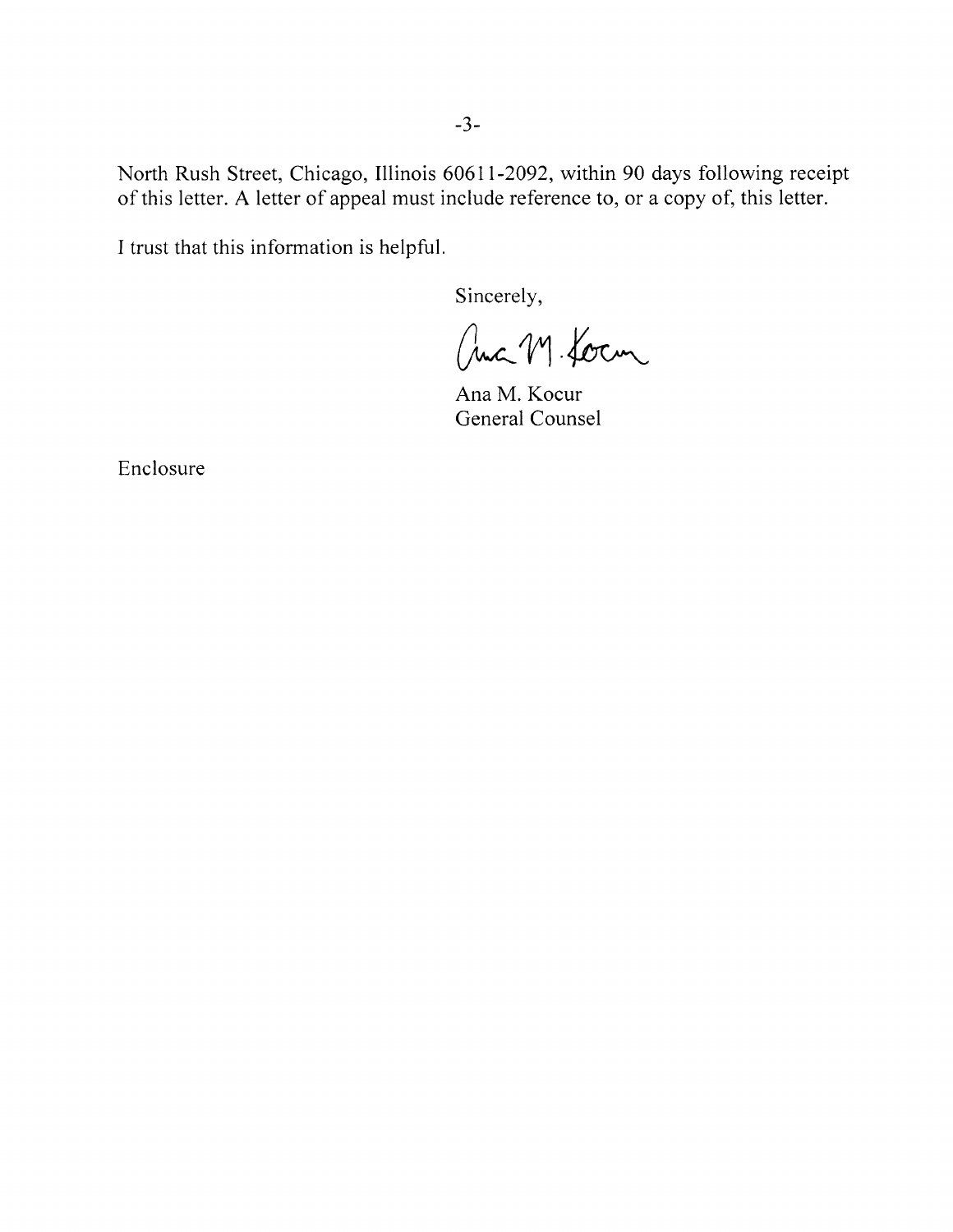North Rush Street, Chicago, Illinois 60611-2092, within 90 days following receipt of this letter. A letter of appeal must include reference to, or a copy of, this letter.

I trust that this information is helpful.

Sincerely,

Ana M. Kocur
General Counsel

Enclosure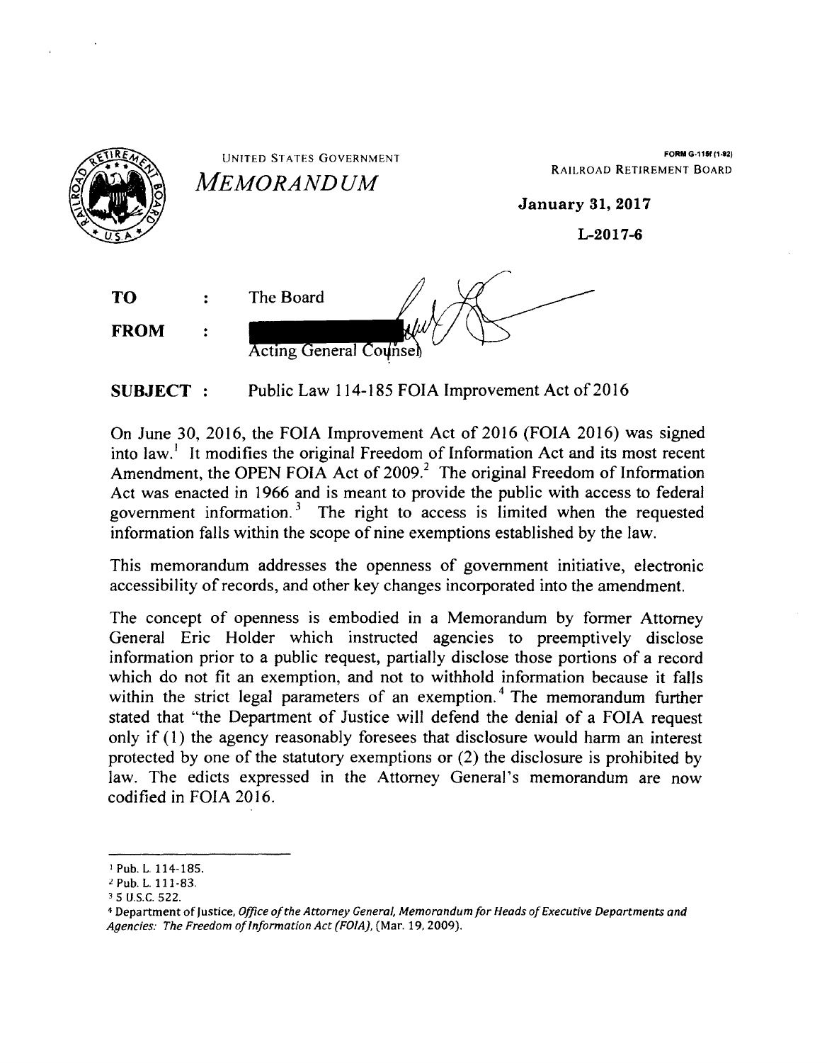UNITED STATES GOVERNMENT

*MEMORANDUM*

FORM G-115f (1-92)
RAILROAD RETIREMENT BOARD

**January 31, 2017**

**L-2017-6**

| | | |
|---|---|---|
| **TO** | : | The Board |
| **FROM** | : | [REDACTED] Acting General Counsel |

**SUBJECT** : Public Law 114-185 FOIA Improvement Act of 2016

On June 30, 2016, the FOIA Improvement Act of 2016 (FOIA 2016) was signed into law.[1] It modifies the original Freedom of Information Act and its most recent Amendment, the OPEN FOIA Act of 2009.[2] The original Freedom of Information Act was enacted in 1966 and is meant to provide the public with access to federal government information.[3] The right to access is limited when the requested information falls within the scope of nine exemptions established by the law.

This memorandum addresses the openness of government initiative, electronic accessibility of records, and other key changes incorporated into the amendment.

The concept of openness is embodied in a Memorandum by former Attorney General Eric Holder which instructed agencies to preemptively disclose information prior to a public request, partially disclose those portions of a record which do not fit an exemption, and not to withhold information because it falls within the strict legal parameters of an exemption.[4] The memorandum further stated that "the Department of Justice will defend the denial of a FOIA request only if (1) the agency reasonably foresees that disclosure would harm an interest protected by one of the statutory exemptions or (2) the disclosure is prohibited by law. The edicts expressed in the Attorney General's memorandum are now codified in FOIA 2016.

---

[1] Pub. L. 114-185.

[2] Pub. L. 111-83.

[3] 5 U.S.C. 522.

[4] Department of Justice, *Office of the Attorney General, Memorandum for Heads of Executive Departments and Agencies: The Freedom of Information Act (FOIA)*, (Mar. 19, 2009).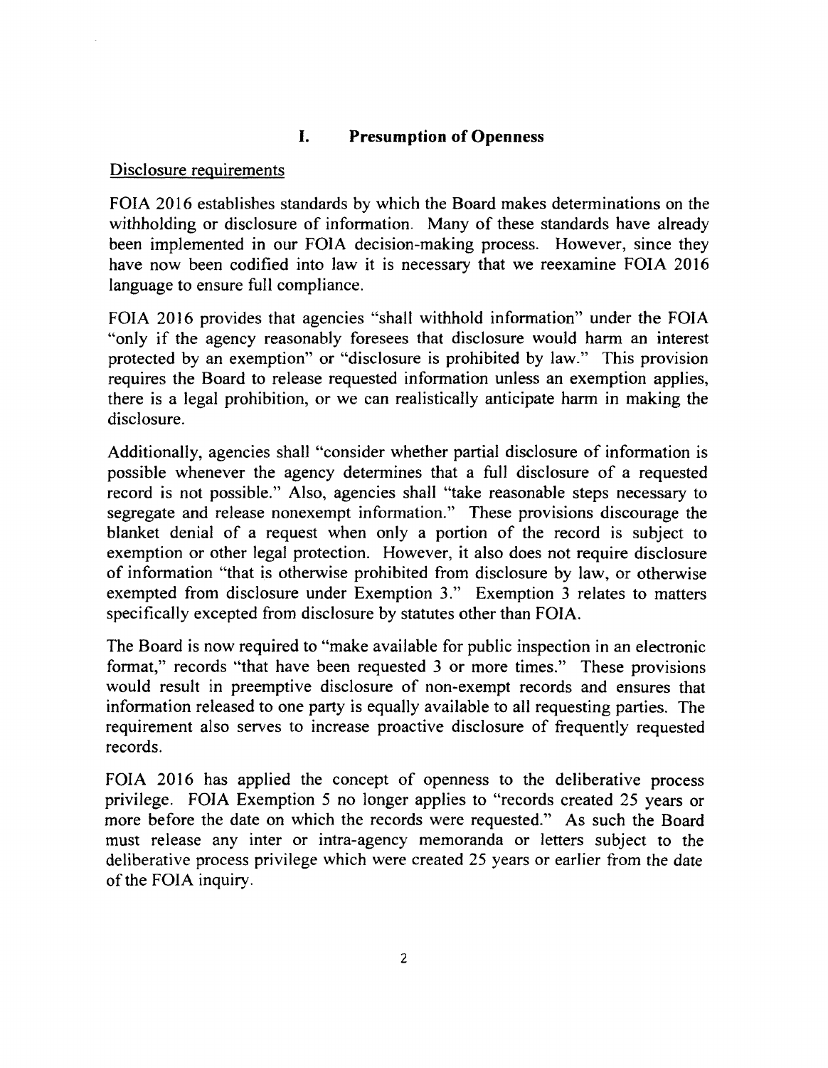## I. Presumption of Openness

Disclosure requirements

FOIA 2016 establishes standards by which the Board makes determinations on the withholding or disclosure of information. Many of these standards have already been implemented in our FOIA decision-making process. However, since they have now been codified into law it is necessary that we reexamine FOIA 2016 language to ensure full compliance.

FOIA 2016 provides that agencies "shall withhold information" under the FOIA "only if the agency reasonably foresees that disclosure would harm an interest protected by an exemption" or "disclosure is prohibited by law." This provision requires the Board to release requested information unless an exemption applies, there is a legal prohibition, or we can realistically anticipate harm in making the disclosure.

Additionally, agencies shall "consider whether partial disclosure of information is possible whenever the agency determines that a full disclosure of a requested record is not possible." Also, agencies shall "take reasonable steps necessary to segregate and release nonexempt information." These provisions discourage the blanket denial of a request when only a portion of the record is subject to exemption or other legal protection. However, it also does not require disclosure of information "that is otherwise prohibited from disclosure by law, or otherwise exempted from disclosure under Exemption 3." Exemption 3 relates to matters specifically excepted from disclosure by statutes other than FOIA.

The Board is now required to "make available for public inspection in an electronic format," records "that have been requested 3 or more times." These provisions would result in preemptive disclosure of non-exempt records and ensures that information released to one party is equally available to all requesting parties. The requirement also serves to increase proactive disclosure of frequently requested records.

FOIA 2016 has applied the concept of openness to the deliberative process privilege. FOIA Exemption 5 no longer applies to "records created 25 years or more before the date on which the records were requested." As such the Board must release any inter or intra-agency memoranda or letters subject to the deliberative process privilege which were created 25 years or earlier from the date of the FOIA inquiry.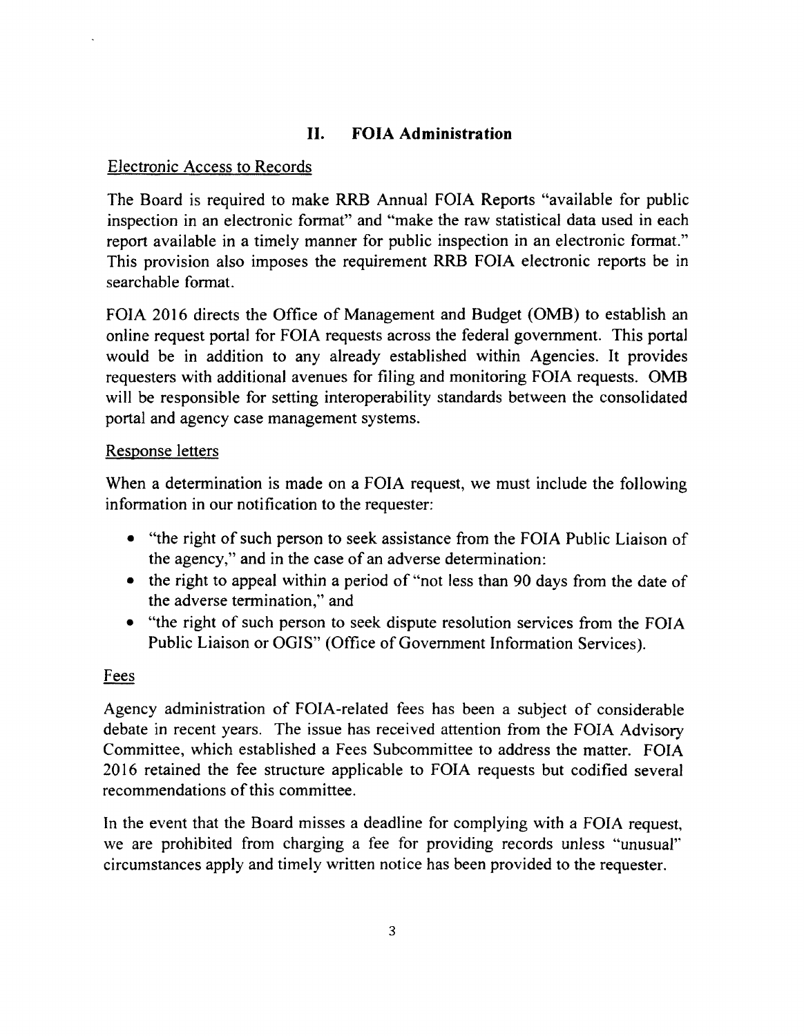## II. FOIA Administration

Electronic Access to Records

The Board is required to make RRB Annual FOIA Reports "available for public inspection in an electronic format" and "make the raw statistical data used in each report available in a timely manner for public inspection in an electronic format." This provision also imposes the requirement RRB FOIA electronic reports be in searchable format.

FOIA 2016 directs the Office of Management and Budget (OMB) to establish an online request portal for FOIA requests across the federal government. This portal would be in addition to any already established within Agencies. It provides requesters with additional avenues for filing and monitoring FOIA requests. OMB will be responsible for setting interoperability standards between the consolidated portal and agency case management systems.

Response letters

When a determination is made on a FOIA request, we must include the following information in our notification to the requester:

- "the right of such person to seek assistance from the FOIA Public Liaison of the agency," and in the case of an adverse determination:
- the right to appeal within a period of "not less than 90 days from the date of the adverse termination," and
- "the right of such person to seek dispute resolution services from the FOIA Public Liaison or OGIS" (Office of Government Information Services).

Fees

Agency administration of FOIA-related fees has been a subject of considerable debate in recent years. The issue has received attention from the FOIA Advisory Committee, which established a Fees Subcommittee to address the matter. FOIA 2016 retained the fee structure applicable to FOIA requests but codified several recommendations of this committee.

In the event that the Board misses a deadline for complying with a FOIA request, we are prohibited from charging a fee for providing records unless "unusual" circumstances apply and timely written notice has been provided to the requester.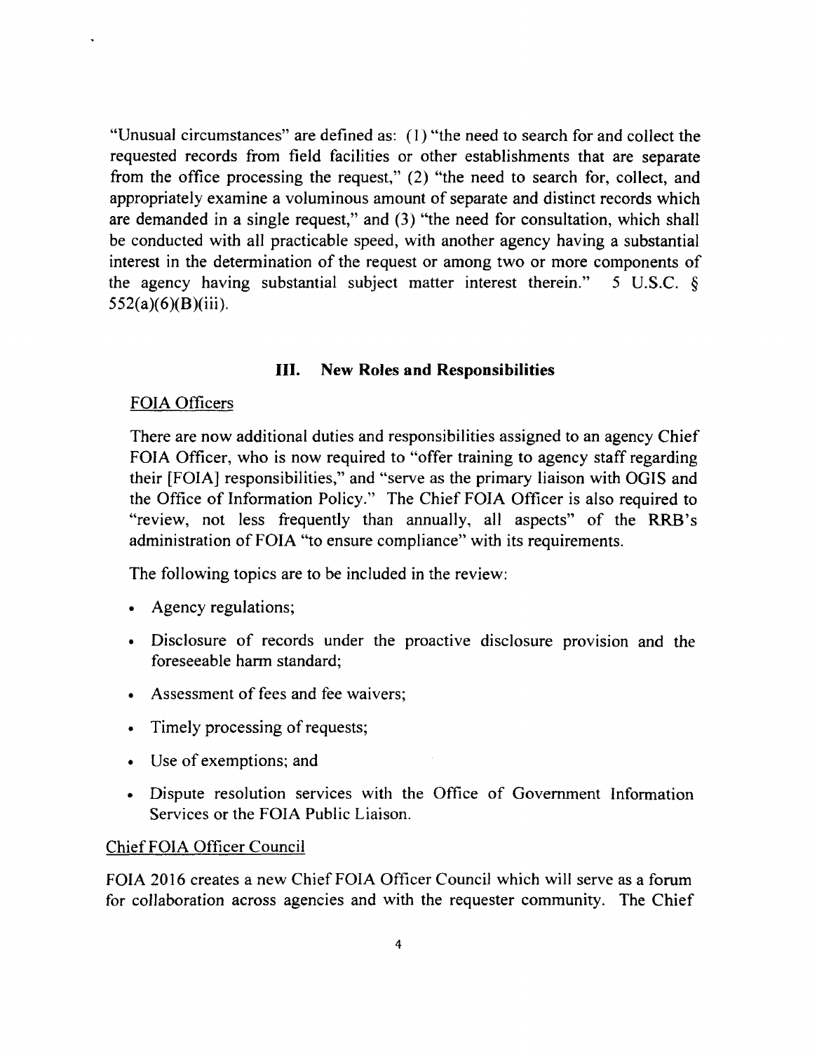"Unusual circumstances" are defined as: (1) "the need to search for and collect the requested records from field facilities or other establishments that are separate from the office processing the request," (2) "the need to search for, collect, and appropriately examine a voluminous amount of separate and distinct records which are demanded in a single request," and (3) "the need for consultation, which shall be conducted with all practicable speed, with another agency having a substantial interest in the determination of the request or among two or more components of the agency having substantial subject matter interest therein." 5 U.S.C. § 552(a)(6)(B)(iii).

## III. New Roles and Responsibilities

FOIA Officers

There are now additional duties and responsibilities assigned to an agency Chief FOIA Officer, who is now required to "offer training to agency staff regarding their [FOIA] responsibilities," and "serve as the primary liaison with OGIS and the Office of Information Policy." The Chief FOIA Officer is also required to "review, not less frequently than annually, all aspects" of the RRB's administration of FOIA "to ensure compliance" with its requirements.

The following topics are to be included in the review:

- Agency regulations;
- Disclosure of records under the proactive disclosure provision and the foreseeable harm standard;
- Assessment of fees and fee waivers;
- Timely processing of requests;
- Use of exemptions; and
- Dispute resolution services with the Office of Government Information Services or the FOIA Public Liaison.

Chief FOIA Officer Council

FOIA 2016 creates a new Chief FOIA Officer Council which will serve as a forum for collaboration across agencies and with the requester community. The Chief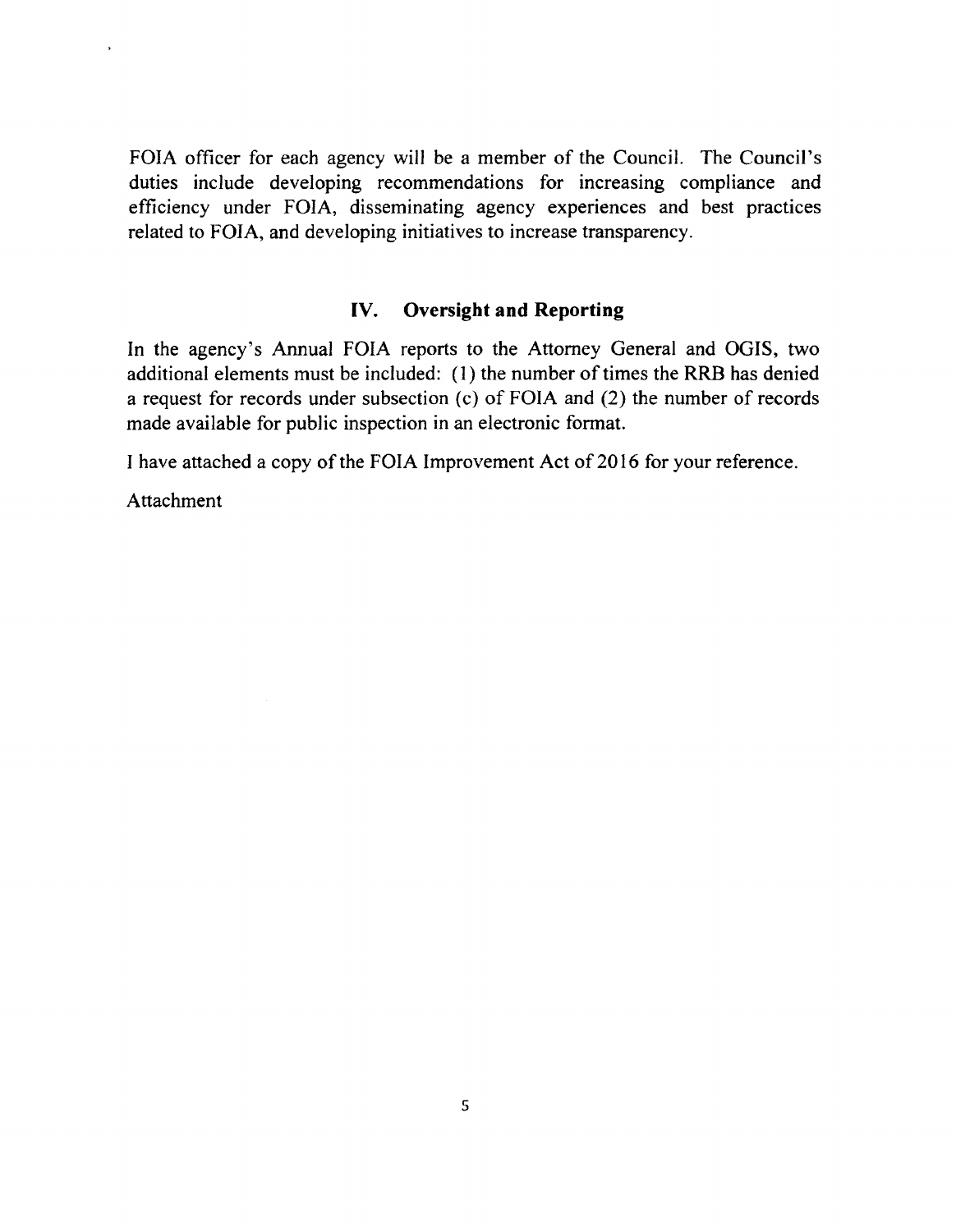FOIA officer for each agency will be a member of the Council. The Council's duties include developing recommendations for increasing compliance and efficiency under FOIA, disseminating agency experiences and best practices related to FOIA, and developing initiatives to increase transparency.

## IV. Oversight and Reporting

In the agency's Annual FOIA reports to the Attorney General and OGIS, two additional elements must be included: (1) the number of times the RRB has denied a request for records under subsection (c) of FOIA and (2) the number of records made available for public inspection in an electronic format.

I have attached a copy of the FOIA Improvement Act of 2016 for your reference.

Attachment